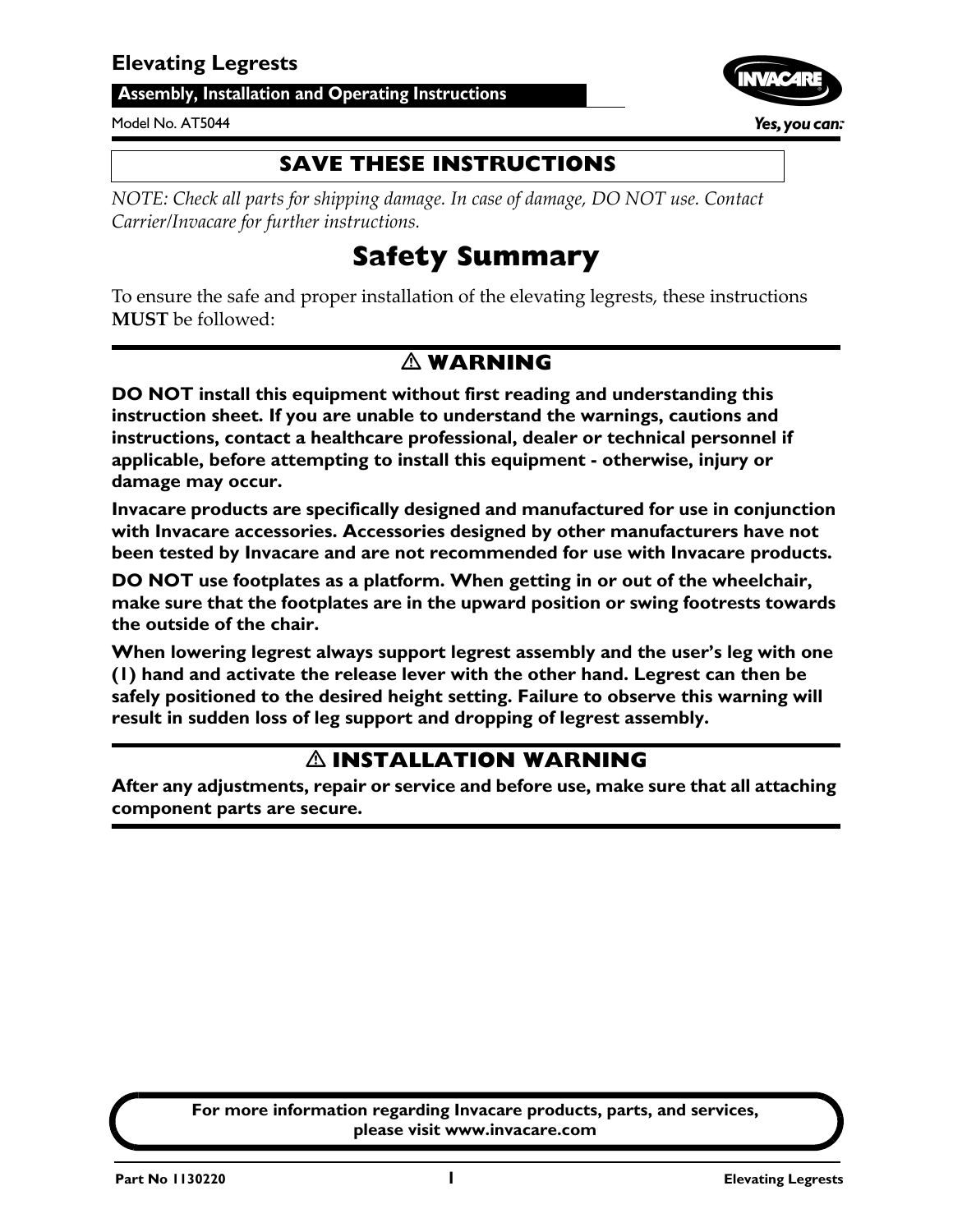# Elevating Legrests

**Assembly, Installation and Operating Instructions**

Model No. AT5044

Yes, you can.

**SAVE THESE INSTRUCTIONS**

*NOTE: Check all parts for shipping damage. In case of damage, DO NOT use. Contact Carrier/Invacare for further instructions.*

## Safety Summary

To ensure the safe and proper installation of the elevating legrests, these instructions **MUST** be followed:

### ⚠ WARNING

**DO NOT install this equipment without first reading and understanding this instruction sheet. If you are unable to understand the warnings, cautions and instructions, contact a healthcare professional, dealer or technical personnel if applicable, before attempting to install this equipment - otherwise, injury or damage may occur.**

**Invacare products are specifically designed and manufactured for use in conjunction with Invacare accessories. Accessories designed by other manufacturers have not been tested by Invacare and are not recommended for use with Invacare products.**

**DO NOT use footplates as a platform. When getting in or out of the wheelchair, make sure that the footplates are in the upward position or swing footrests towards the outside of the chair.**

**When lowering legrest always support legrest assembly and the user's leg with one (1) hand and activate the release lever with the other hand. Legrest can then be safely positioned to the desired height setting. Failure to observe this warning will result in sudden loss of leg support and dropping of legrest assembly.**

### ⚠ INSTALLATION WARNING

**After any adjustments, repair or service and before use, make sure that all attaching component parts are secure.**

**For more information regarding Invacare products, parts, and services, please visit www.invacare.com**

Part No 1130220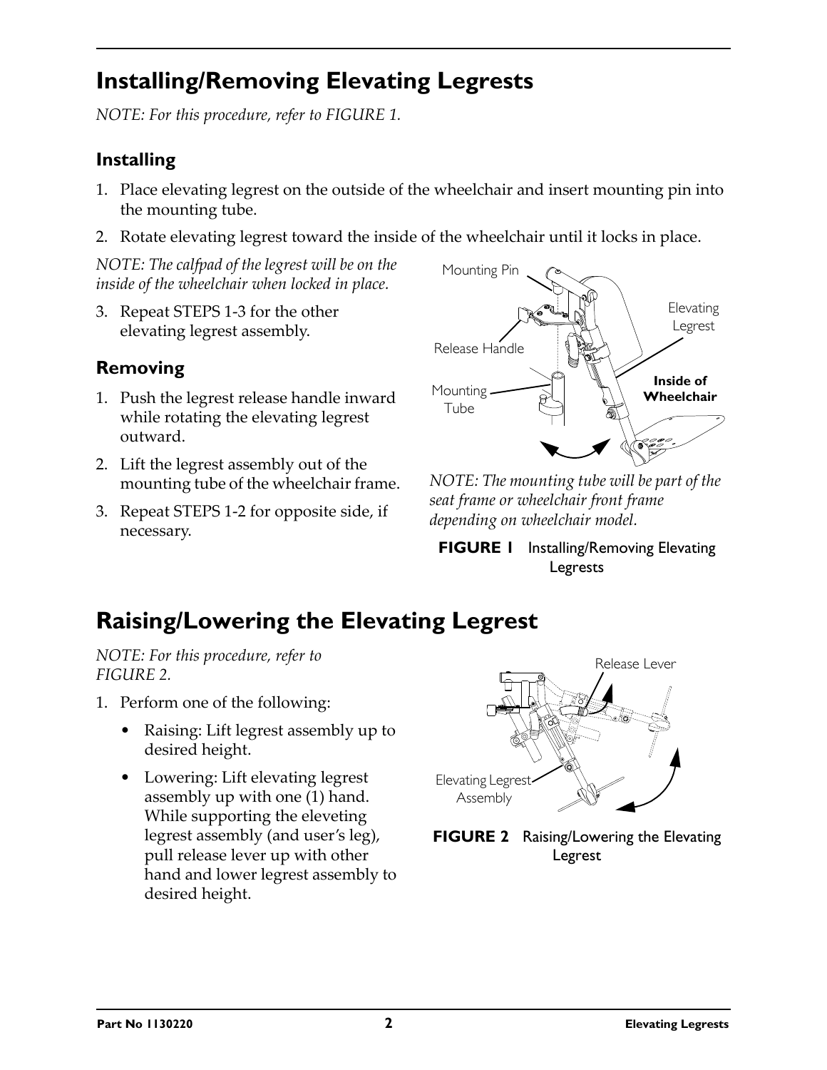## Installing/Removing Elevating Legrests

*NOTE: For this procedure, refer to FIGURE 1.*

### Installing

1. Place elevating legrest on the outside of the wheelchair and insert mounting pin into the mounting tube.
2. Rotate elevating legrest toward the inside of the wheelchair until it locks in place.

*NOTE: The calfpad of the legrest will be on the inside of the wheelchair when locked in place.*

3. Repeat STEPS 1-3 for the other elevating legrest assembly.

### Removing

1. Push the legrest release handle inward while rotating the elevating legrest outward.
2. Lift the legrest assembly out of the mounting tube of the wheelchair frame.
3. Repeat STEPS 1-2 for opposite side, if necessary.

*NOTE: The mounting tube will be part of the seat frame or wheelchair front frame depending on wheelchair model.*

**FIGURE 1** Installing/Removing Elevating Legrests

## Raising/Lowering the Elevating Legrest

*NOTE: For this procedure, refer to FIGURE 2.*

1. Perform one of the following:
   - Raising: Lift legrest assembly up to desired height.
   - Lowering: Lift elevating legrest assembly up with one (1) hand. While supporting the eleveting legrest assembly (and user's leg), pull release lever up with other hand and lower legrest assembly to desired height.

**FIGURE 2** Raising/Lowering the Elevating Legrest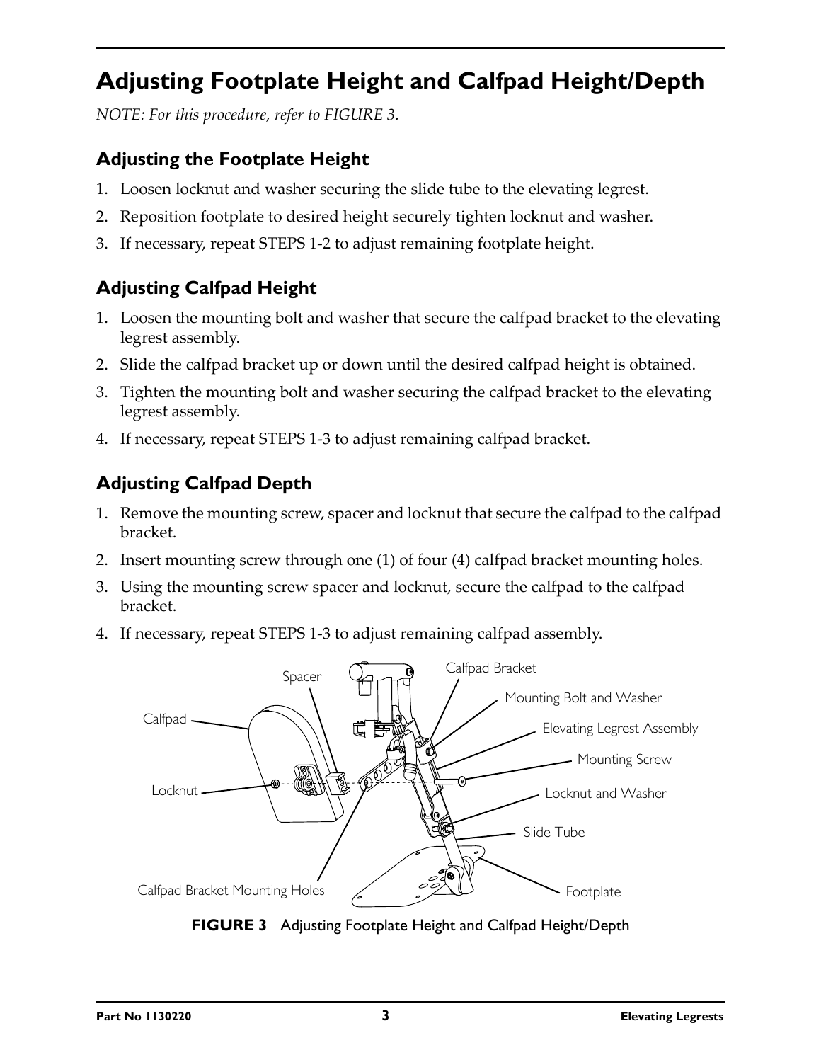# Adjusting Footplate Height and Calfpad Height/Depth

*NOTE: For this procedure, refer to FIGURE 3.*

## Adjusting the Footplate Height

1. Loosen locknut and washer securing the slide tube to the elevating legrest.
2. Reposition footplate to desired height securely tighten locknut and washer.
3. If necessary, repeat STEPS 1-2 to adjust remaining footplate height.

## Adjusting Calfpad Height

1. Loosen the mounting bolt and washer that secure the calfpad bracket to the elevating legrest assembly.
2. Slide the calfpad bracket up or down until the desired calfpad height is obtained.
3. Tighten the mounting bolt and washer securing the calfpad bracket to the elevating legrest assembly.
4. If necessary, repeat STEPS 1-3 to adjust remaining calfpad bracket.

## Adjusting Calfpad Depth

1. Remove the mounting screw, spacer and locknut that secure the calfpad to the calfpad bracket.
2. Insert mounting screw through one (1) of four (4) calfpad bracket mounting holes.
3. Using the mounting screw spacer and locknut, secure the calfpad to the calfpad bracket.
4. If necessary, repeat STEPS 1-3 to adjust remaining calfpad assembly.

Spacer, Calfpad Bracket, Mounting Bolt and Washer, Calfpad, Elevating Legrest Assembly, Mounting Screw, Locknut, Locknut and Washer, Slide Tube, Calfpad Bracket Mounting Holes, Footplate

**FIGURE 3** Adjusting Footplate Height and Calfpad Height/Depth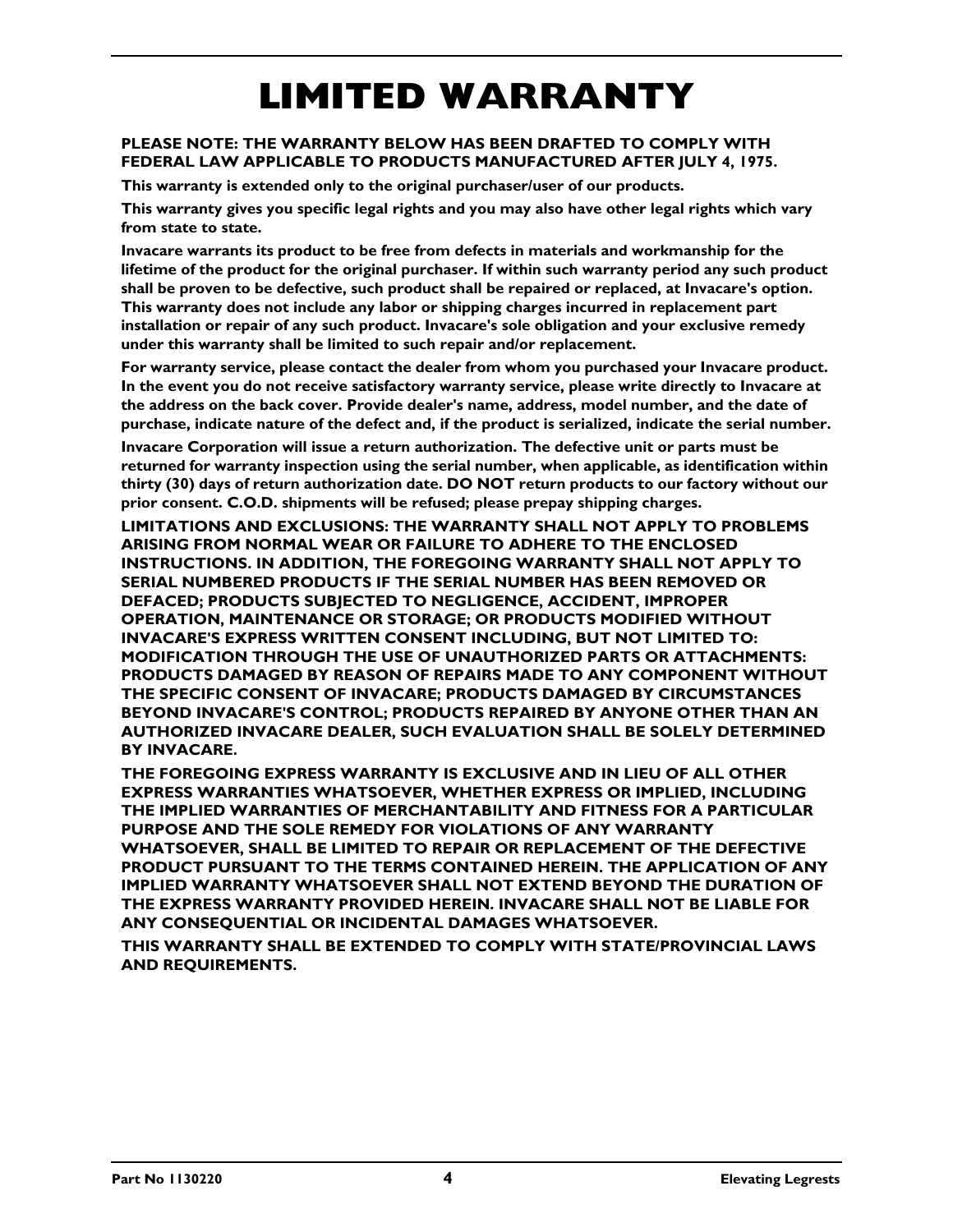# LIMITED WARRANTY

**PLEASE NOTE: THE WARRANTY BELOW HAS BEEN DRAFTED TO COMPLY WITH FEDERAL LAW APPLICABLE TO PRODUCTS MANUFACTURED AFTER JULY 4, 1975.**

**This warranty is extended only to the original purchaser/user of our products.**

**This warranty gives you specific legal rights and you may also have other legal rights which vary from state to state.**

**Invacare warrants its product to be free from defects in materials and workmanship for the lifetime of the product for the original purchaser. If within such warranty period any such product shall be proven to be defective, such product shall be repaired or replaced, at Invacare's option. This warranty does not include any labor or shipping charges incurred in replacement part installation or repair of any such product. Invacare's sole obligation and your exclusive remedy under this warranty shall be limited to such repair and/or replacement.**

**For warranty service, please contact the dealer from whom you purchased your Invacare product. In the event you do not receive satisfactory warranty service, please write directly to Invacare at the address on the back cover. Provide dealer's name, address, model number, and the date of purchase, indicate nature of the defect and, if the product is serialized, indicate the serial number.**

**Invacare Corporation will issue a return authorization. The defective unit or parts must be returned for warranty inspection using the serial number, when applicable, as identification within thirty (30) days of return authorization date. DO NOT return products to our factory without our prior consent. C.O.D. shipments will be refused; please prepay shipping charges.**

**LIMITATIONS AND EXCLUSIONS: THE WARRANTY SHALL NOT APPLY TO PROBLEMS ARISING FROM NORMAL WEAR OR FAILURE TO ADHERE TO THE ENCLOSED INSTRUCTIONS. IN ADDITION, THE FOREGOING WARRANTY SHALL NOT APPLY TO SERIAL NUMBERED PRODUCTS IF THE SERIAL NUMBER HAS BEEN REMOVED OR DEFACED; PRODUCTS SUBJECTED TO NEGLIGENCE, ACCIDENT, IMPROPER OPERATION, MAINTENANCE OR STORAGE; OR PRODUCTS MODIFIED WITHOUT INVACARE'S EXPRESS WRITTEN CONSENT INCLUDING, BUT NOT LIMITED TO: MODIFICATION THROUGH THE USE OF UNAUTHORIZED PARTS OR ATTACHMENTS: PRODUCTS DAMAGED BY REASON OF REPAIRS MADE TO ANY COMPONENT WITHOUT THE SPECIFIC CONSENT OF INVACARE; PRODUCTS DAMAGED BY CIRCUMSTANCES BEYOND INVACARE'S CONTROL; PRODUCTS REPAIRED BY ANYONE OTHER THAN AN AUTHORIZED INVACARE DEALER, SUCH EVALUATION SHALL BE SOLELY DETERMINED BY INVACARE.**

**THE FOREGOING EXPRESS WARRANTY IS EXCLUSIVE AND IN LIEU OF ALL OTHER EXPRESS WARRANTIES WHATSOEVER, WHETHER EXPRESS OR IMPLIED, INCLUDING THE IMPLIED WARRANTIES OF MERCHANTABILITY AND FITNESS FOR A PARTICULAR PURPOSE AND THE SOLE REMEDY FOR VIOLATIONS OF ANY WARRANTY WHATSOEVER, SHALL BE LIMITED TO REPAIR OR REPLACEMENT OF THE DEFECTIVE PRODUCT PURSUANT TO THE TERMS CONTAINED HEREIN. THE APPLICATION OF ANY IMPLIED WARRANTY WHATSOEVER SHALL NOT EXTEND BEYOND THE DURATION OF THE EXPRESS WARRANTY PROVIDED HEREIN. INVACARE SHALL NOT BE LIABLE FOR ANY CONSEQUENTIAL OR INCIDENTAL DAMAGES WHATSOEVER.**

**THIS WARRANTY SHALL BE EXTENDED TO COMPLY WITH STATE/PROVINCIAL LAWS AND REQUIREMENTS.**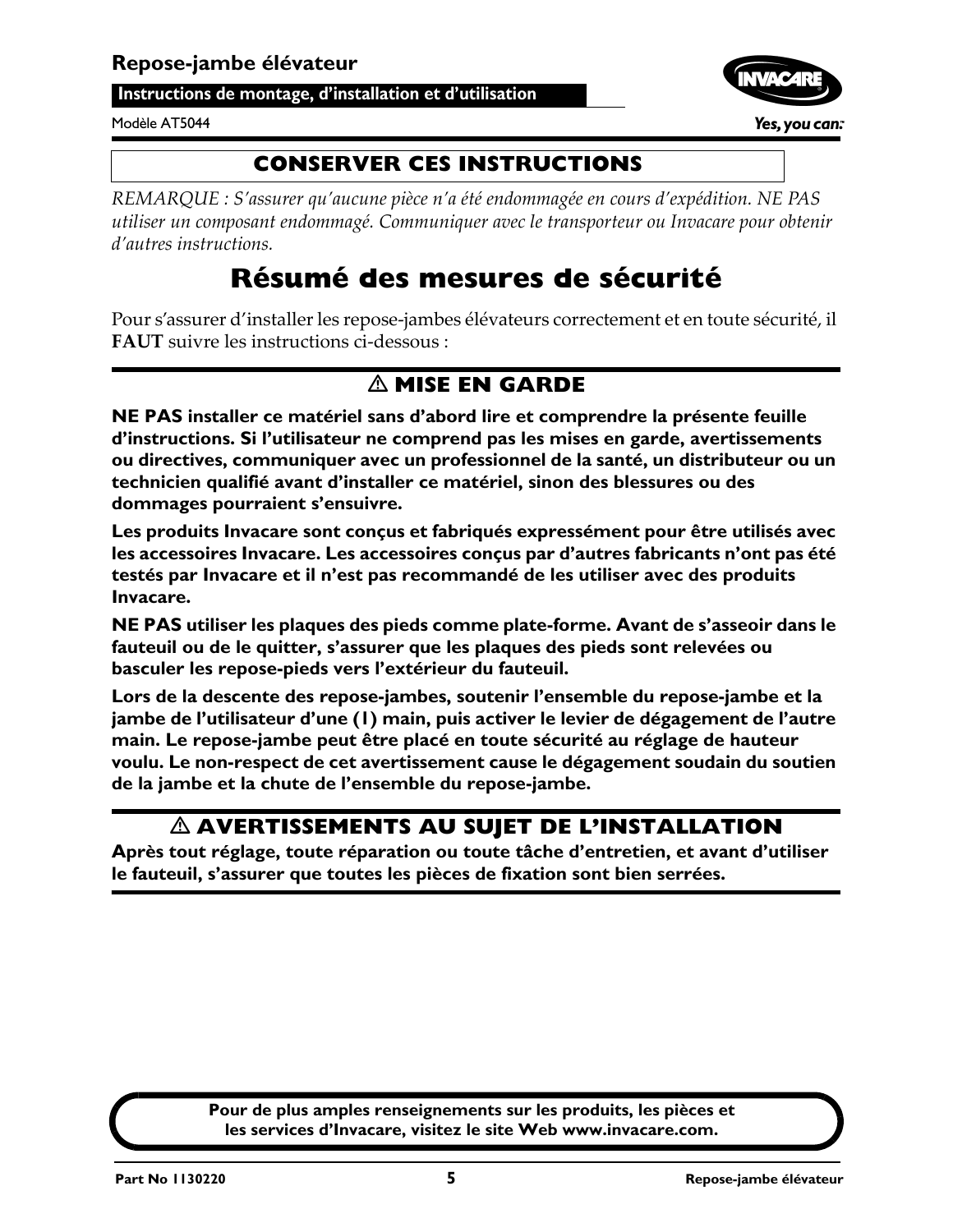**Repose-jambe élévateur**

**Instructions de montage, d'installation et d'utilisation**

Modèle AT5044

## CONSERVER CES INSTRUCTIONS

*REMARQUE : S'assurer qu'aucune pièce n'a été endommagée en cours d'expédition. NE PAS utiliser un composant endommagé. Communiquer avec le transporteur ou Invacare pour obtenir d'autres instructions.*

# Résumé des mesures de sécurité

Pour s'assurer d'installer les repose-jambes élévateurs correctement et en toute sécurité, il **FAUT** suivre les instructions ci-dessous :

## ⚠ MISE EN GARDE

**NE PAS installer ce matériel sans d'abord lire et comprendre la présente feuille d'instructions. Si l'utilisateur ne comprend pas les mises en garde, avertissements ou directives, communiquer avec un professionnel de la santé, un distributeur ou un technicien qualifié avant d'installer ce matériel, sinon des blessures ou des dommages pourraient s'ensuivre.**

**Les produits Invacare sont conçus et fabriqués expressément pour être utilisés avec les accessoires Invacare. Les accessoires conçus par d'autres fabricants n'ont pas été testés par Invacare et il n'est pas recommandé de les utiliser avec des produits Invacare.**

**NE PAS utiliser les plaques des pieds comme plate-forme. Avant de s'asseoir dans le fauteuil ou de le quitter, s'assurer que les plaques des pieds sont relevées ou basculer les repose-pieds vers l'extérieur du fauteuil.**

**Lors de la descente des repose-jambes, soutenir l'ensemble du repose-jambe et la jambe de l'utilisateur d'une (1) main, puis activer le levier de dégagement de l'autre main. Le repose-jambe peut être placé en toute sécurité au réglage de hauteur voulu. Le non-respect de cet avertissement cause le dégagement soudain du soutien de la jambe et la chute de l'ensemble du repose-jambe.**

## ⚠ AVERTISSEMENTS AU SUJET DE L'INSTALLATION

**Après tout réglage, toute réparation ou toute tâche d'entretien, et avant d'utiliser le fauteuil, s'assurer que toutes les pièces de fixation sont bien serrées.**

**Pour de plus amples renseignements sur les produits, les pièces et les services d'Invacare, visitez le site Web www.invacare.com.**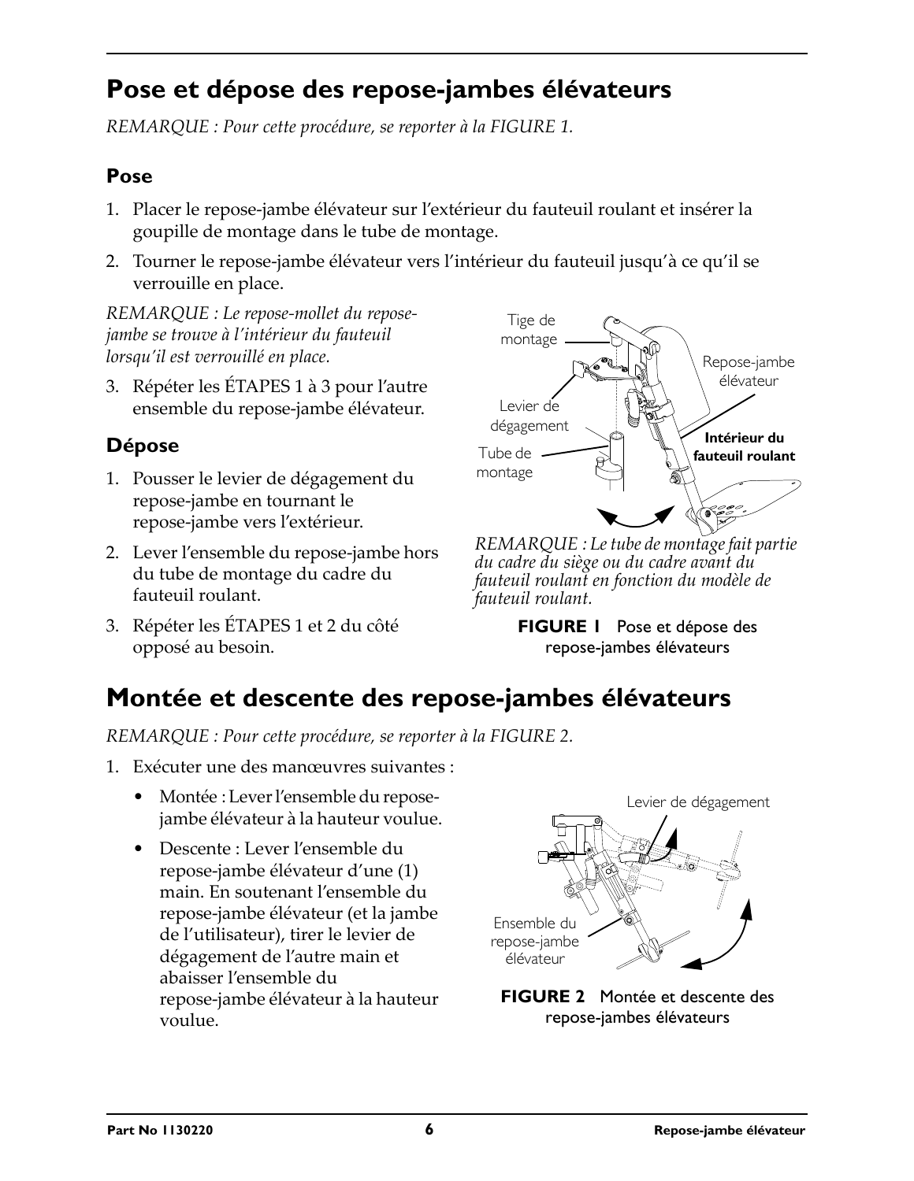# Pose et dépose des repose-jambes élévateurs

*REMARQUE : Pour cette procédure, se reporter à la FIGURE 1.*

## Pose

1. Placer le repose-jambe élévateur sur l'extérieur du fauteuil roulant et insérer la goupille de montage dans le tube de montage.
2. Tourner le repose-jambe élévateur vers l'intérieur du fauteuil jusqu'à ce qu'il se verrouille en place.

*REMARQUE : Le repose-mollet du repose-jambe se trouve à l'intérieur du fauteuil lorsqu'il est verrouillé en place.*

3. Répéter les ÉTAPES 1 à 3 pour l'autre ensemble du repose-jambe élévateur.

## Dépose

1. Pousser le levier de dégagement du repose-jambe en tournant le repose-jambe vers l'extérieur.
2. Lever l'ensemble du repose-jambe hors du tube de montage du cadre du fauteuil roulant.
3. Répéter les ÉTAPES 1 et 2 du côté opposé au besoin.

Tige de montage
Repose-jambe élévateur
Levier de dégagement
**Intérieur du fauteuil roulant**
Tube de montage

*REMARQUE : Le tube de montage fait partie du cadre du siège ou du cadre avant du fauteuil roulant en fonction du modèle de fauteuil roulant.*

**FIGURE 1** Pose et dépose des repose-jambes élévateurs

# Montée et descente des repose-jambes élévateurs

*REMARQUE : Pour cette procédure, se reporter à la FIGURE 2.*

1. Exécuter une des manœuvres suivantes :
   - Montée : Lever l'ensemble du repose-jambe élévateur à la hauteur voulue.
   - Descente : Lever l'ensemble du repose-jambe élévateur d'une (1) main. En soutenant l'ensemble du repose-jambe élévateur (et la jambe de l'utilisateur), tirer le levier de dégagement de l'autre main et abaisser l'ensemble du repose-jambe élévateur à la hauteur voulue.

Levier de dégagement
Ensemble du repose-jambe élévateur

**FIGURE 2** Montée et descente des repose-jambes élévateurs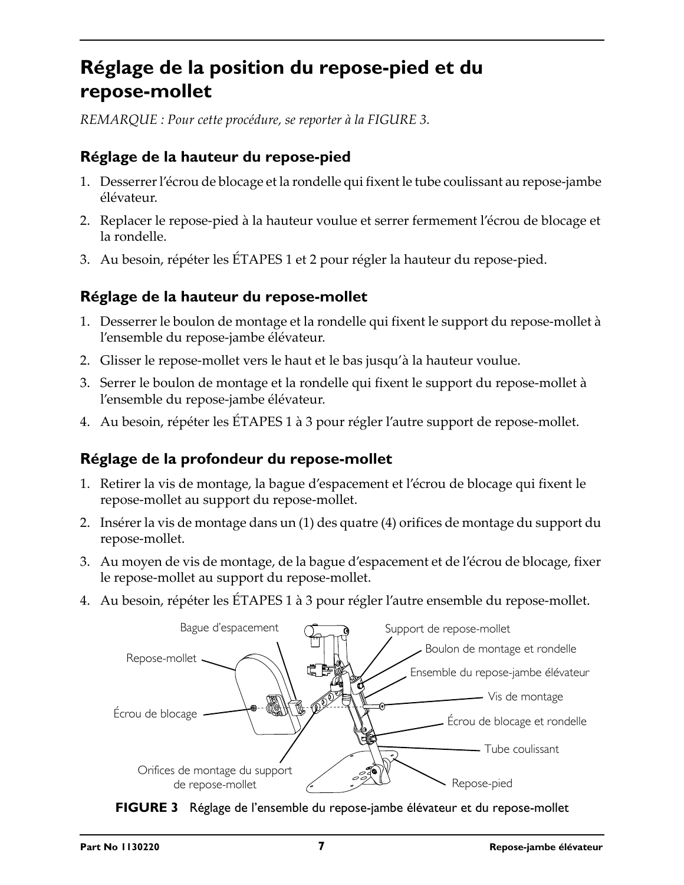## Réglage de la position du repose-pied et du repose-mollet

*REMARQUE : Pour cette procédure, se reporter à la FIGURE 3.*

### Réglage de la hauteur du repose-pied

1. Desserrer l'écrou de blocage et la rondelle qui fixent le tube coulissant au repose-jambe élévateur.
2. Replacer le repose-pied à la hauteur voulue et serrer fermement l'écrou de blocage et la rondelle.
3. Au besoin, répéter les ÉTAPES 1 et 2 pour régler la hauteur du repose-pied.

### Réglage de la hauteur du repose-mollet

1. Desserrer le boulon de montage et la rondelle qui fixent le support du repose-mollet à l'ensemble du repose-jambe élévateur.
2. Glisser le repose-mollet vers le haut et le bas jusqu'à la hauteur voulue.
3. Serrer le boulon de montage et la rondelle qui fixent le support du repose-mollet à l'ensemble du repose-jambe élévateur.
4. Au besoin, répéter les ÉTAPES 1 à 3 pour régler l'autre support de repose-mollet.

### Réglage de la profondeur du repose-mollet

1. Retirer la vis de montage, la bague d'espacement et l'écrou de blocage qui fixent le repose-mollet au support du repose-mollet.
2. Insérer la vis de montage dans un (1) des quatre (4) orifices de montage du support du repose-mollet.
3. Au moyen de vis de montage, de la bague d'espacement et de l'écrou de blocage, fixer le repose-mollet au support du repose-mollet.
4. Au besoin, répéter les ÉTAPES 1 à 3 pour régler l'autre ensemble du repose-mollet.

Bague d'espacement
Support de repose-mollet
Boulon de montage et rondelle
Repose-mollet
Ensemble du repose-jambe élévateur
Vis de montage
Écrou de blocage
Écrou de blocage et rondelle
Tube coulissant
Orifices de montage du support de repose-mollet
Repose-pied

**FIGURE 3** Réglage de l'ensemble du repose-jambe élévateur et du repose-mollet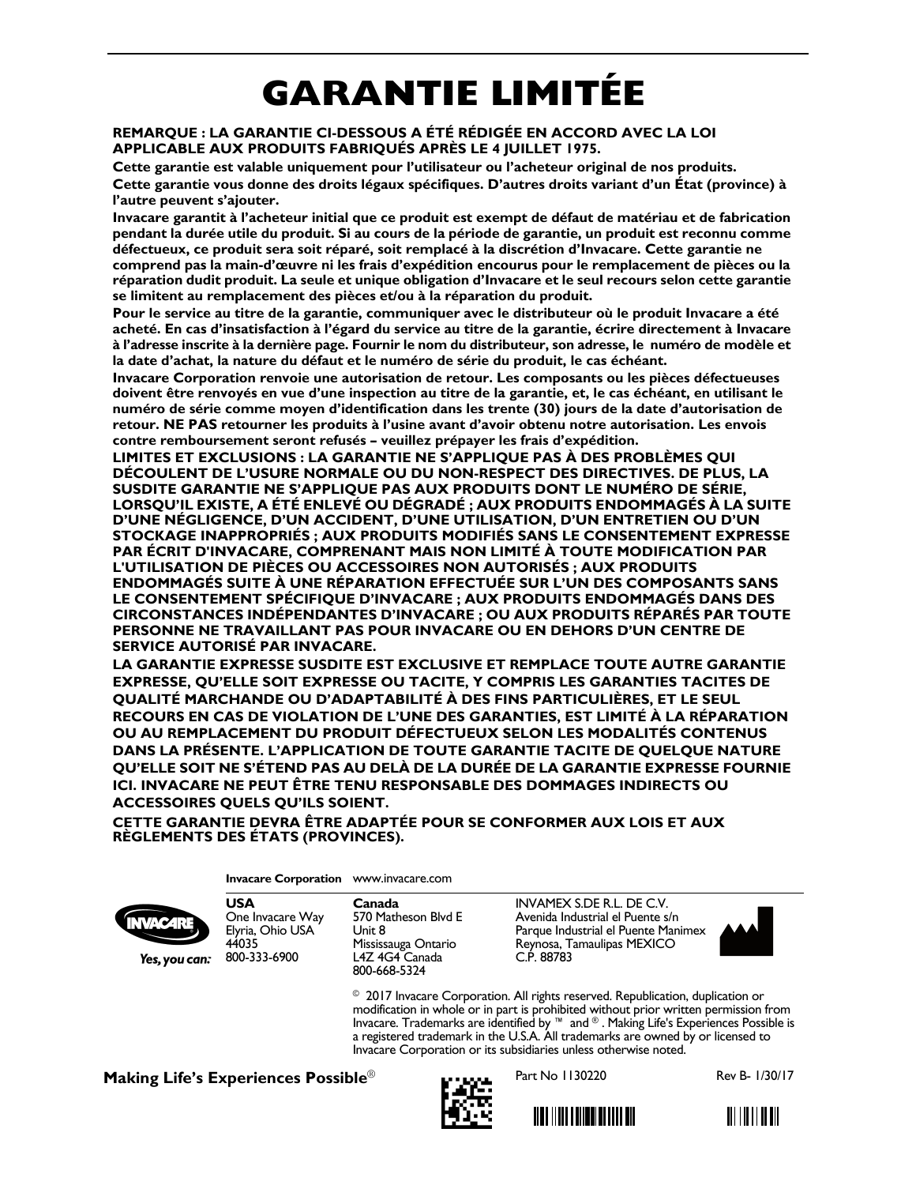# GARANTIE LIMITÉE

**REMARQUE : LA GARANTIE CI-DESSOUS A ÉTÉ RÉDIGÉE EN ACCORD AVEC LA LOI APPLICABLE AUX PRODUITS FABRIQUÉS APRÈS LE 4 JUILLET 1975.**

**Cette garantie est valable uniquement pour l'utilisateur ou l'acheteur original de nos produits.**

**Cette garantie vous donne des droits légaux spécifiques. D'autres droits variant d'un État (province) à l'autre peuvent s'ajouter.**

**Invacare garantit à l'acheteur initial que ce produit est exempt de défaut de matériau et de fabrication pendant la durée utile du produit. Si au cours de la période de garantie, un produit est reconnu comme défectueux, ce produit sera soit réparé, soit remplacé à la discrétion d'Invacare. Cette garantie ne comprend pas la main-d'œuvre ni les frais d'expédition encourus pour le remplacement de pièces ou la réparation dudit produit. La seule et unique obligation d'Invacare et le seul recours selon cette garantie se limitent au remplacement des pièces et/ou à la réparation du produit.**

**Pour le service au titre de la garantie, communiquer avec le distributeur où le produit Invacare a été acheté. En cas d'insatisfaction à l'égard du service au titre de la garantie, écrire directement à Invacare à l'adresse inscrite à la dernière page. Fournir le nom du distributeur, son adresse, le numéro de modèle et la date d'achat, la nature du défaut et le numéro de série du produit, le cas échéant.**

**Invacare Corporation renvoie une autorisation de retour. Les composants ou les pièces défectueuses doivent être renvoyés en vue d'une inspection au titre de la garantie, et, le cas échéant, en utilisant le numéro de série comme moyen d'identification dans les trente (30) jours de la date d'autorisation de retour. NE PAS retourner les produits à l'usine avant d'avoir obtenu notre autorisation. Les envois contre remboursement seront refusés – veuillez prépayer les frais d'expédition.**

**LIMITES ET EXCLUSIONS : LA GARANTIE NE S'APPLIQUE PAS À DES PROBLÈMES QUI DÉCOULENT DE L'USURE NORMALE OU DU NON-RESPECT DES DIRECTIVES. DE PLUS, LA SUSDITE GARANTIE NE S'APPLIQUE PAS AUX PRODUITS DONT LE NUMÉRO DE SÉRIE, LORSQU'IL EXISTE, A ÉTÉ ENLEVÉ OU DÉGRADÉ ; AUX PRODUITS ENDOMMAGÉS À LA SUITE D'UNE NÉGLIGENCE, D'UN ACCIDENT, D'UNE UTILISATION, D'UN ENTRETIEN OU D'UN STOCKAGE INAPPROPRIÉS ; AUX PRODUITS MODIFIÉS SANS LE CONSENTEMENT EXPRESSE PAR ÉCRIT D'INVACARE, COMPRENANT MAIS NON LIMITÉ À TOUTE MODIFICATION PAR L'UTILISATION DE PIÈCES OU ACCESSOIRES NON AUTORISÉS ; AUX PRODUITS ENDOMMAGÉS SUITE À UNE RÉPARATION EFFECTUÉE SUR L'UN DES COMPOSANTS SANS LE CONSENTEMENT SPÉCIFIQUE D'INVACARE ; AUX PRODUITS ENDOMMAGÉS DANS DES CIRCONSTANCES INDÉPENDANTES D'INVACARE ; OU AUX PRODUITS RÉPARÉS PAR TOUTE PERSONNE NE TRAVAILLANT PAS POUR INVACARE OU EN DEHORS D'UN CENTRE DE SERVICE AUTORISÉ PAR INVACARE.**

**LA GARANTIE EXPRESSE SUSDITE EST EXCLUSIVE ET REMPLACE TOUTE AUTRE GARANTIE EXPRESSE, QU'ELLE SOIT EXPRESSE OU TACITE, Y COMPRIS LES GARANTIES TACITES DE QUALITÉ MARCHANDE OU D'ADAPTABILITÉ À DES FINS PARTICULIÈRES, ET LE SEUL RECOURS EN CAS DE VIOLATION DE L'UNE DES GARANTIES, EST LIMITÉ À LA RÉPARATION OU AU REMPLACEMENT DU PRODUIT DÉFECTUEUX SELON LES MODALITÉS CONTENUS DANS LA PRÉSENTE. L'APPLICATION DE TOUTE GARANTIE TACITE DE QUELQUE NATURE QU'ELLE SOIT NE S'ÉTEND PAS AU DELÀ DE LA DURÉE DE LA GARANTIE EXPRESSE FOURNIE ICI. INVACARE NE PEUT ÊTRE TENU RESPONSABLE DES DOMMAGES INDIRECTS OU ACCESSOIRES QUELS QU'ILS SOIENT.**

**CETTE GARANTIE DEVRA ÊTRE ADAPTÉE POUR SE CONFORMER AUX LOIS ET AUX RÈGLEMENTS DES ÉTATS (PROVINCES).**

**Invacare Corporation** www.invacare.com

Yes, you can:

**USA**
One Invacare Way
Elyria, Ohio USA
44035
800-333-6900

**Canada**
570 Matheson Blvd E
Unit 8
Mississauga Ontario
L4Z 4G4 Canada
800-668-5324

INVAMEX S.DE R.L. DE C.V.
Avenida Industrial el Puente s/n
Parque Industrial el Puente Manimex
Reynosa, Tamaulipas MEXICO
C.P. 88783

© 2017 Invacare Corporation. All rights reserved. Republication, duplication or modification in whole or in part is prohibited without prior written permission from Invacare. Trademarks are identified by ™ and ®. Making Life's Experiences Possible is a registered trademark in the U.S.A. All trademarks are owned by or licensed to Invacare Corporation or its subsidiaries unless otherwise noted.

**Making Life's Experiences Possible®**

Part No 1130220

Rev B- 1/30/17